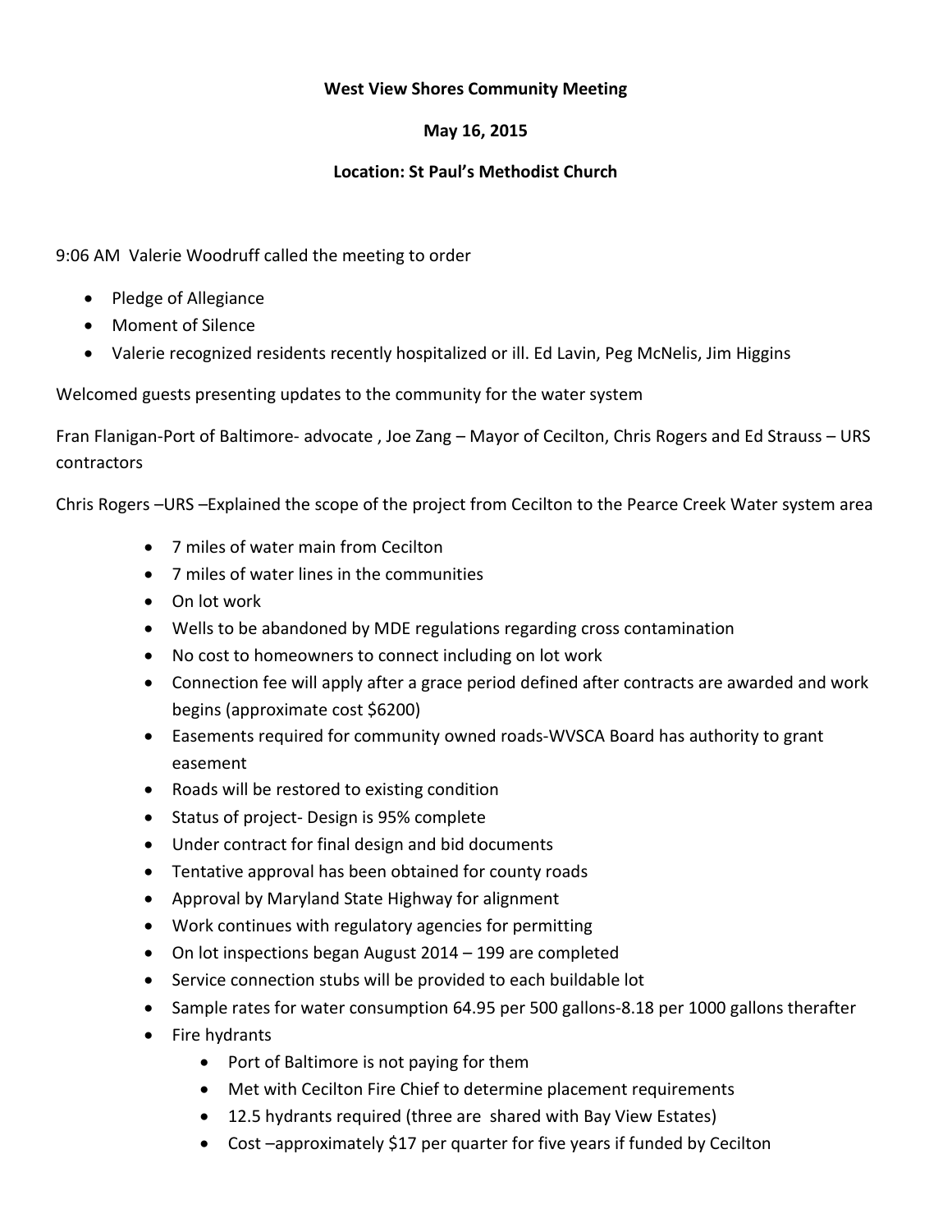**West View Shores Community Meeting**

**May 16, 2015**

**Location: St Paul's Methodist Church**

9:06 AM Valerie Woodruff called the meeting to order

- Pledge of Allegiance
- Moment of Silence
- Valerie recognized residents recently hospitalized or ill. Ed Lavin, Peg McNelis, Jim Higgins

Welcomed guests presenting updates to the community for the water system

Fran Flanigan-Port of Baltimore- advocate , Joe Zang – Mayor of Cecilton, Chris Rogers and Ed Strauss – URS contractors

Chris Rogers –URS –Explained the scope of the project from Cecilton to the Pearce Creek Water system area

- 7 miles of water main from Cecilton
- 7 miles of water lines in the communities
- On lot work
- Wells to be abandoned by MDE regulations regarding cross contamination
- No cost to homeowners to connect including on lot work
- Connection fee will apply after a grace period defined after contracts are awarded and work begins (approximate cost $6200)
- Easements required for community owned roads-WVSCA Board has authority to grant easement
- Roads will be restored to existing condition
- Status of project- Design is 95% complete
- Under contract for final design and bid documents
- Tentative approval has been obtained for county roads
- Approval by Maryland State Highway for alignment
- Work continues with regulatory agencies for permitting
- On lot inspections began August 2014 – 199 are completed
- Service connection stubs will be provided to each buildable lot
- Sample rates for water consumption 64.95 per 500 gallons-8.18 per 1000 gallons therafter
- Fire hydrants
    - Port of Baltimore is not paying for them
    - Met with Cecilton Fire Chief to determine placement requirements
    - 12.5 hydrants required (three are shared with Bay View Estates)
    - Cost –approximately $17 per quarter for five years if funded by Cecilton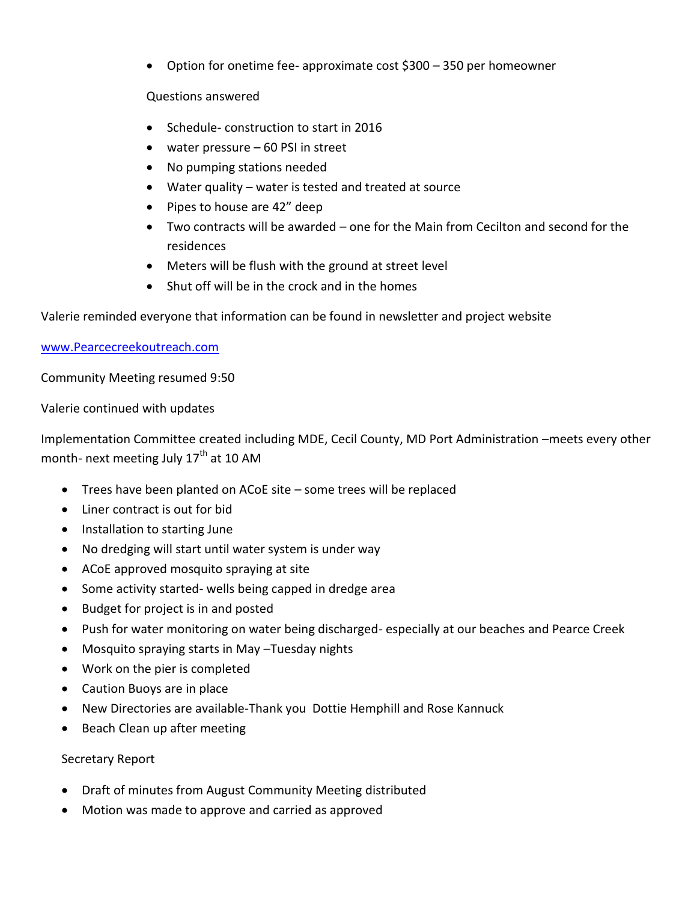- Option for onetime fee- approximate cost $300 – 350 per homeowner

Questions answered

- Schedule- construction to start in 2016
- water pressure – 60 PSI in street
- No pumping stations needed
- Water quality – water is tested and treated at source
- Pipes to house are 42" deep
- Two contracts will be awarded – one for the Main from Cecilton and second for the residences
- Meters will be flush with the ground at street level
- Shut off will be in the crock and in the homes

Valerie reminded everyone that information can be found in newsletter and project website

[www.Pearcecreekoutreach.com](http://www.Pearcecreekoutreach.com)

Community Meeting resumed 9:50

Valerie continued with updates

Implementation Committee created including MDE, Cecil County, MD Port Administration –meets every other month- next meeting July 17th at 10 AM

- Trees have been planted on ACoE site – some trees will be replaced
- Liner contract is out for bid
- Installation to starting June
- No dredging will start until water system is under way
- ACoE approved mosquito spraying at site
- Some activity started- wells being capped in dredge area
- Budget for project is in and posted
- Push for water monitoring on water being discharged- especially at our beaches and Pearce Creek
- Mosquito spraying starts in May –Tuesday nights
- Work on the pier is completed
- Caution Buoys are in place
- New Directories are available-Thank you Dottie Hemphill and Rose Kannuck
- Beach Clean up after meeting

Secretary Report

- Draft of minutes from August Community Meeting distributed
- Motion was made to approve and carried as approved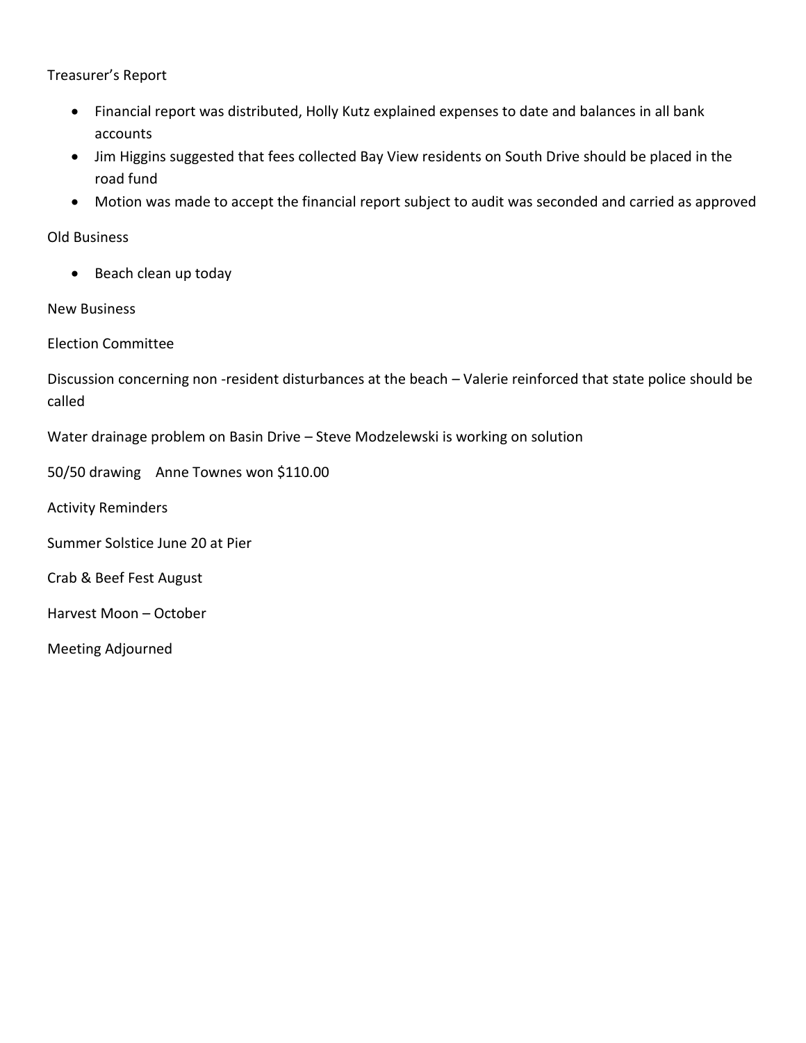Treasurer's Report

- Financial report was distributed, Holly Kutz explained expenses to date and balances in all bank accounts
- Jim Higgins suggested that fees collected Bay View residents on South Drive should be placed in the road fund
- Motion was made to accept the financial report subject to audit was seconded and carried as approved

Old Business

- Beach clean up today

New Business

Election Committee

Discussion concerning non -resident disturbances at the beach – Valerie reinforced that state police should be called

Water drainage problem on Basin Drive – Steve Modzelewski is working on solution

50/50 drawing Anne Townes won $110.00

Activity Reminders

Summer Solstice June 20 at Pier

Crab & Beef Fest August

Harvest Moon – October

Meeting Adjourned